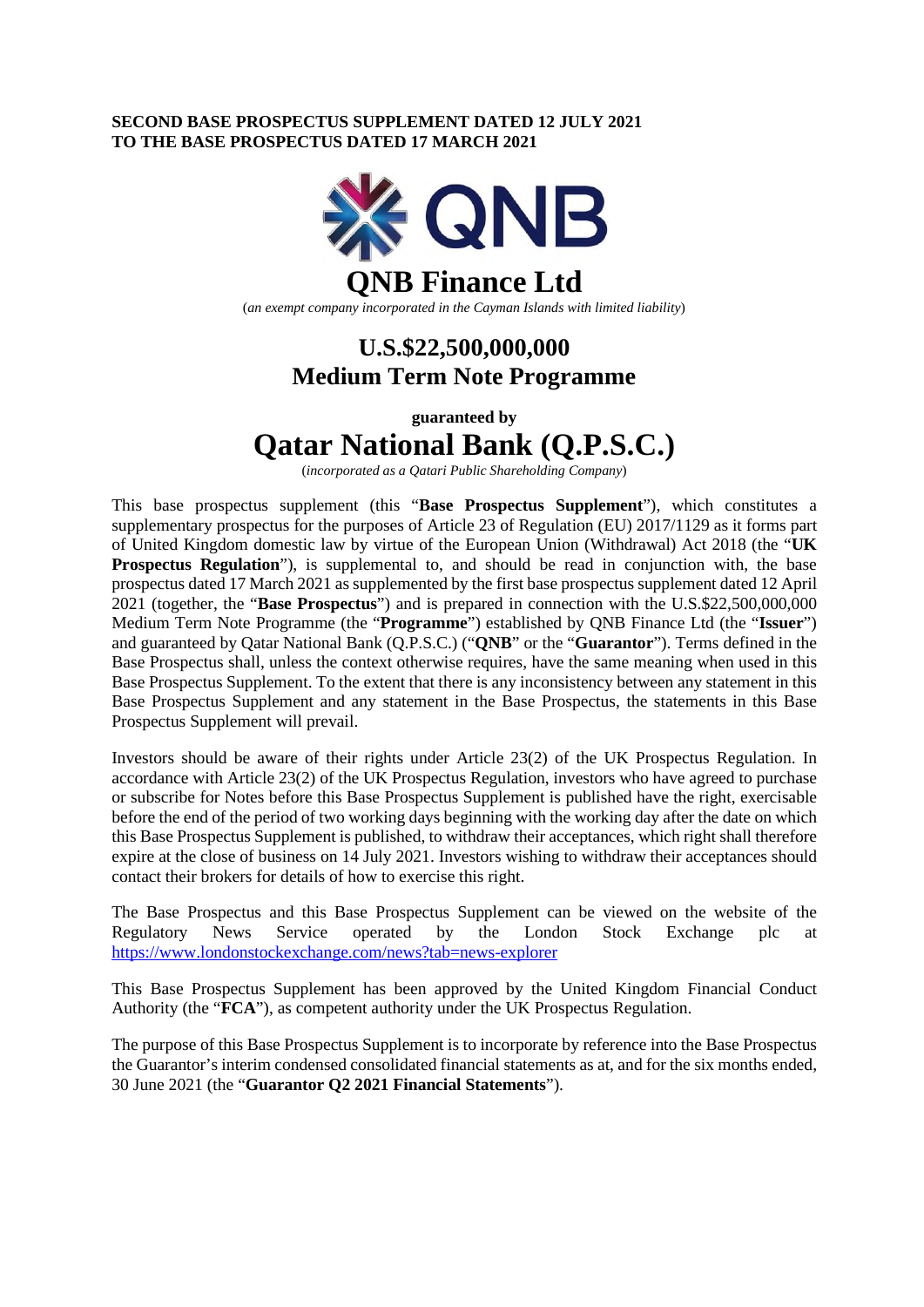**SECOND BASE PROSPECTUS SUPPLEMENT DATED 12 JULY 2021**
**TO THE BASE PROSPECTUS DATED 17 MARCH 2021**

# QNB Finance Ltd

(*an exempt company incorporated in the Cayman Islands with limited liability*)

## U.S.$22,500,000,000
## Medium Term Note Programme

**guaranteed by**

# Qatar National Bank (Q.P.S.C.)

(*incorporated as a Qatari Public Shareholding Company*)

This base prospectus supplement (this "**Base Prospectus Supplement**"), which constitutes a supplementary prospectus for the purposes of Article 23 of Regulation (EU) 2017/1129 as it forms part of United Kingdom domestic law by virtue of the European Union (Withdrawal) Act 2018 (the "**UK Prospectus Regulation**"), is supplemental to, and should be read in conjunction with, the base prospectus dated 17 March 2021 as supplemented by the first base prospectus supplement dated 12 April 2021 (together, the "**Base Prospectus**") and is prepared in connection with the U.S.$22,500,000,000 Medium Term Note Programme (the "**Programme**") established by QNB Finance Ltd (the "**Issuer**") and guaranteed by Qatar National Bank (Q.P.S.C.) ("**QNB**" or the "**Guarantor**"). Terms defined in the Base Prospectus shall, unless the context otherwise requires, have the same meaning when used in this Base Prospectus Supplement. To the extent that there is any inconsistency between any statement in this Base Prospectus Supplement and any statement in the Base Prospectus, the statements in this Base Prospectus Supplement will prevail.

Investors should be aware of their rights under Article 23(2) of the UK Prospectus Regulation. In accordance with Article 23(2) of the UK Prospectus Regulation, investors who have agreed to purchase or subscribe for Notes before this Base Prospectus Supplement is published have the right, exercisable before the end of the period of two working days beginning with the working day after the date on which this Base Prospectus Supplement is published, to withdraw their acceptances, which right shall therefore expire at the close of business on 14 July 2021. Investors wishing to withdraw their acceptances should contact their brokers for details of how to exercise this right.

The Base Prospectus and this Base Prospectus Supplement can be viewed on the website of the Regulatory News Service operated by the London Stock Exchange plc at https://www.londonstockexchange.com/news?tab=news-explorer

This Base Prospectus Supplement has been approved by the United Kingdom Financial Conduct Authority (the "**FCA**"), as competent authority under the UK Prospectus Regulation.

The purpose of this Base Prospectus Supplement is to incorporate by reference into the Base Prospectus the Guarantor's interim condensed consolidated financial statements as at, and for the six months ended, 30 June 2021 (the "**Guarantor Q2 2021 Financial Statements**").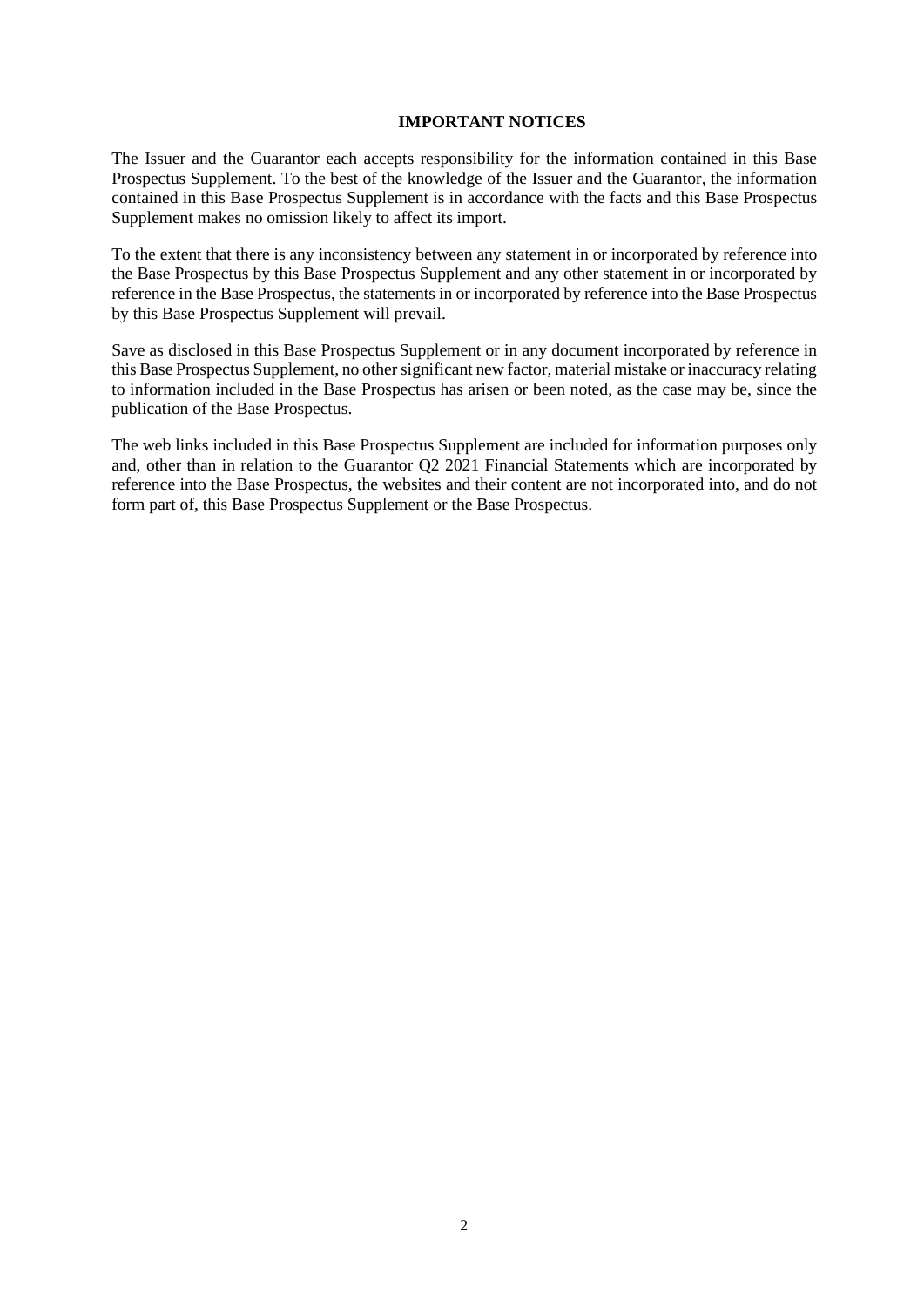## IMPORTANT NOTICES

The Issuer and the Guarantor each accepts responsibility for the information contained in this Base Prospectus Supplement. To the best of the knowledge of the Issuer and the Guarantor, the information contained in this Base Prospectus Supplement is in accordance with the facts and this Base Prospectus Supplement makes no omission likely to affect its import.

To the extent that there is any inconsistency between any statement in or incorporated by reference into the Base Prospectus by this Base Prospectus Supplement and any other statement in or incorporated by reference in the Base Prospectus, the statements in or incorporated by reference into the Base Prospectus by this Base Prospectus Supplement will prevail.

Save as disclosed in this Base Prospectus Supplement or in any document incorporated by reference in this Base Prospectus Supplement, no other significant new factor, material mistake or inaccuracy relating to information included in the Base Prospectus has arisen or been noted, as the case may be, since the publication of the Base Prospectus.

The web links included in this Base Prospectus Supplement are included for information purposes only and, other than in relation to the Guarantor Q2 2021 Financial Statements which are incorporated by reference into the Base Prospectus, the websites and their content are not incorporated into, and do not form part of, this Base Prospectus Supplement or the Base Prospectus.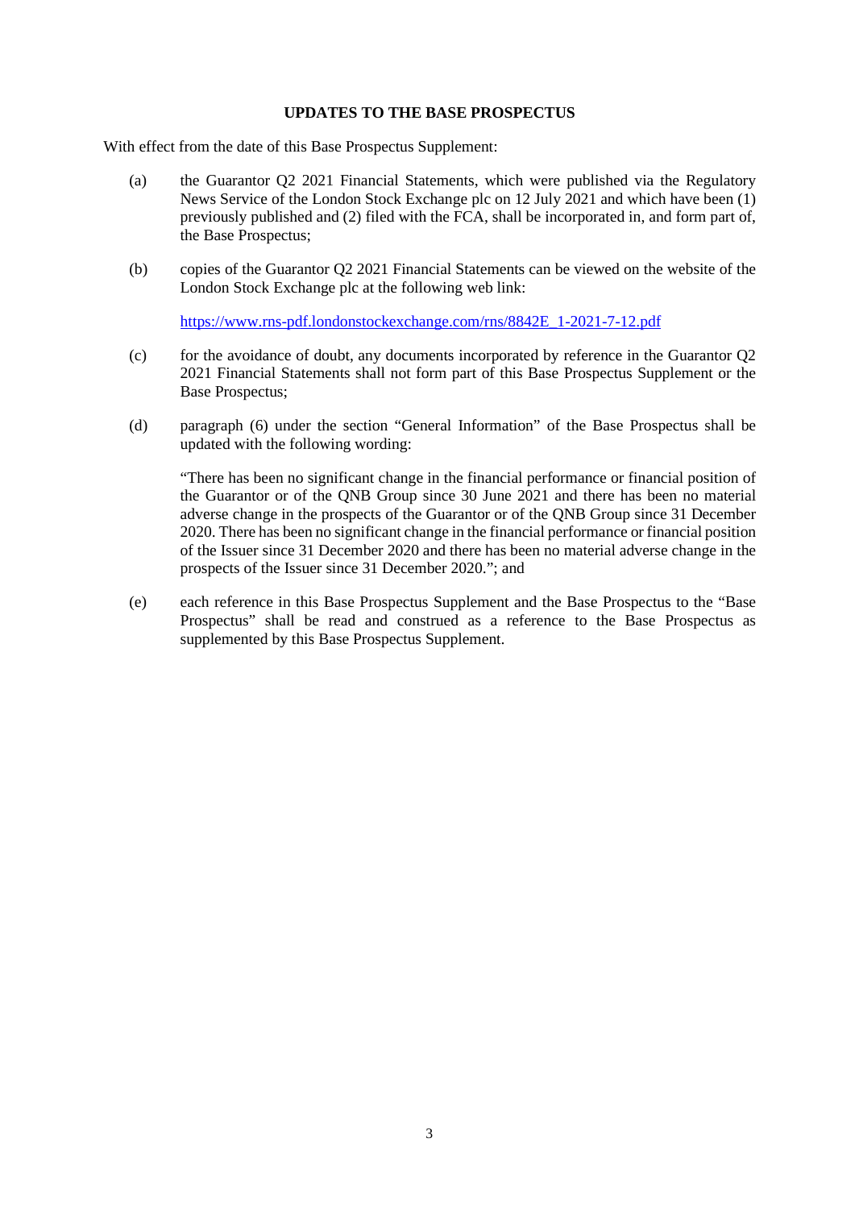## UPDATES TO THE BASE PROSPECTUS

With effect from the date of this Base Prospectus Supplement:

(a) the Guarantor Q2 2021 Financial Statements, which were published via the Regulatory News Service of the London Stock Exchange plc on 12 July 2021 and which have been (1) previously published and (2) filed with the FCA, shall be incorporated in, and form part of, the Base Prospectus;

(b) copies of the Guarantor Q2 2021 Financial Statements can be viewed on the website of the London Stock Exchange plc at the following web link:

[https://www.rns-pdf.londonstockexchange.com/rns/8842E_1-2021-7-12.pdf](https://www.rns-pdf.londonstockexchange.com/rns/8842E_1-2021-7-12.pdf)

(c) for the avoidance of doubt, any documents incorporated by reference in the Guarantor Q2 2021 Financial Statements shall not form part of this Base Prospectus Supplement or the Base Prospectus;

(d) paragraph (6) under the section "General Information" of the Base Prospectus shall be updated with the following wording:

"There has been no significant change in the financial performance or financial position of the Guarantor or of the QNB Group since 30 June 2021 and there has been no material adverse change in the prospects of the Guarantor or of the QNB Group since 31 December 2020. There has been no significant change in the financial performance or financial position of the Issuer since 31 December 2020 and there has been no material adverse change in the prospects of the Issuer since 31 December 2020."; and

(e) each reference in this Base Prospectus Supplement and the Base Prospectus to the "Base Prospectus" shall be read and construed as a reference to the Base Prospectus as supplemented by this Base Prospectus Supplement.